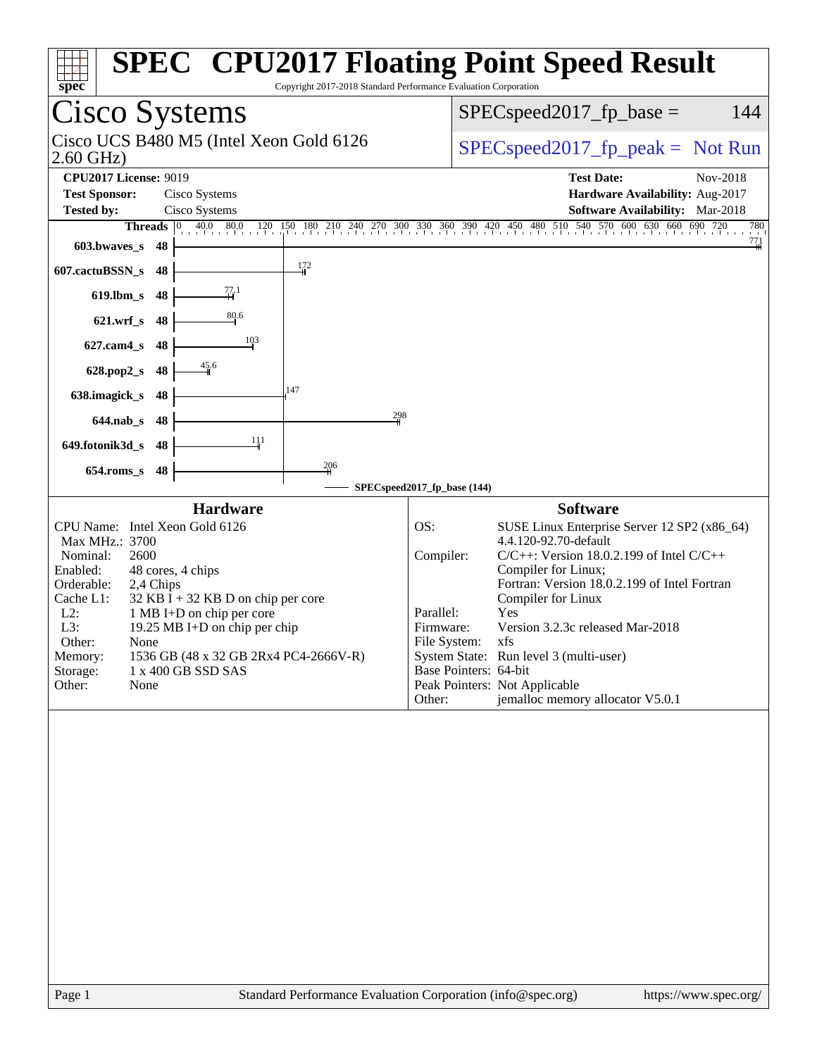# SPEC CPU2017 Floating Point Speed Result

Copyright 2017-2018 Standard Performance Evaluation Corporation

## Cisco Systems

Cisco UCS B480 M5 (Intel Xeon Gold 6126 2.60 GHz)

SPECspeed2017_fp_base = 144

SPECspeed2017_fp_peak = Not Run

**CPU2017 License:** 9019
**Test Sponsor:** Cisco Systems
**Tested by:** Cisco Systems

**Test Date:** Nov-2018
**Hardware Availability:** Aug-2017
**Software Availability:** Mar-2018

| Benchmark | Threads | Base |
|---|---|---|
| 603.bwaves_s | 48 | 771 |
| 607.cactuBSSN_s | 48 | 172 |
| 619.lbm_s | 48 | 77.1 |
| 621.wrf_s | 48 | 80.6 |
| 627.cam4_s | 48 | 103 |
| 628.pop2_s | 48 | 45.6 |
| 638.imagick_s | 48 | 147 |
| 644.nab_s | 48 | 298 |
| 649.fotonik3d_s | 48 | 111 |
| 654.roms_s | 48 | 206 |

SPECspeed2017_fp_base (144)

### Hardware

| | |
|---|---|
| CPU Name: | Intel Xeon Gold 6126 |
| Max MHz.: | 3700 |
| Nominal: | 2600 |
| Enabled: | 48 cores, 4 chips |
| Orderable: | 2,4 Chips |
| Cache L1: | 32 KB I + 32 KB D on chip per core |
| L2: | 1 MB I+D on chip per core |
| L3: | 19.25 MB I+D on chip per chip |
| Other: | None |
| Memory: | 1536 GB (48 x 32 GB 2Rx4 PC4-2666V-R) |
| Storage: | 1 x 400 GB SSD SAS |
| Other: | None |

### Software

| | |
|---|---|
| OS: | SUSE Linux Enterprise Server 12 SP2 (x86_64) 4.4.120-92.70-default |
| Compiler: | C/C++: Version 18.0.2.199 of Intel C/C++ Compiler for Linux; Fortran: Version 18.0.2.199 of Intel Fortran Compiler for Linux |
| Parallel: | Yes |
| Firmware: | Version 3.2.3c released Mar-2018 |
| File System: | xfs |
| System State: | Run level 3 (multi-user) |
| Base Pointers: | 64-bit |
| Peak Pointers: | Not Applicable |
| Other: | jemalloc memory allocator V5.0.1 |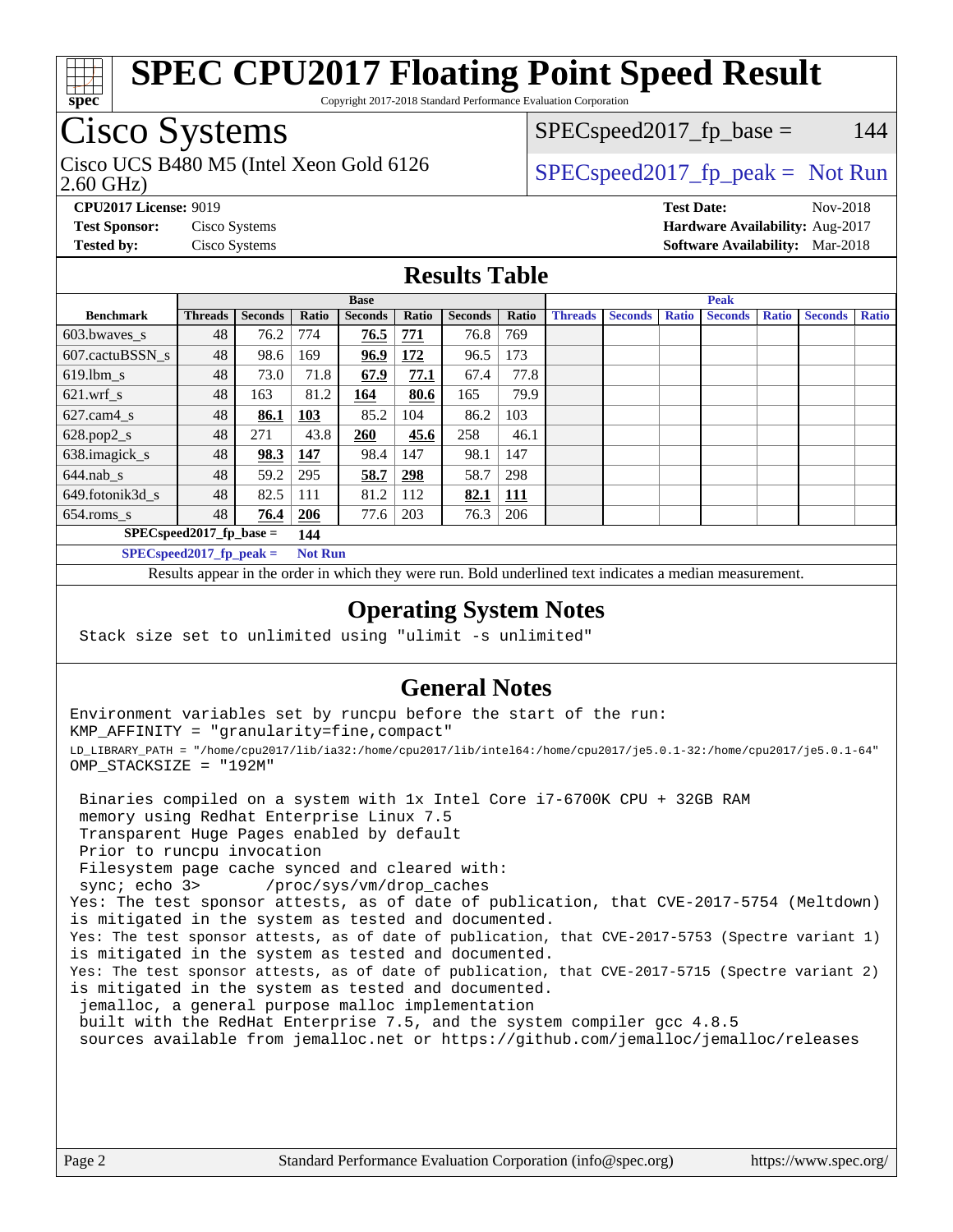# SPEC CPU2017 Floating Point Speed Result

Copyright 2017-2018 Standard Performance Evaluation Corporation

## Cisco Systems

Cisco UCS B480 M5 (Intel Xeon Gold 6126 2.60 GHz)

SPECspeed2017_fp_base = 144

SPECspeed2017_fp_peak = Not Run

**CPU2017 License:** 9019
**Test Sponsor:** Cisco Systems
**Tested by:** Cisco Systems

**Test Date:** Nov-2018
**Hardware Availability:** Aug-2017
**Software Availability:** Mar-2018

## Results Table

| Benchmark | Base | | | | | | | Peak | | | | | | |
|---|---|---|---|---|---|---|---|---|---|---|---|---|---|---|
| | Threads | Seconds | Ratio | Seconds | Ratio | Seconds | Ratio | Threads | Seconds | Ratio | Seconds | Ratio | Seconds | Ratio |
| 603.bwaves_s | 48 | 76.2 | 774 | **76.5** | **771** | 76.8 | 769 | | | | | | | |
| 607.cactuBSSN_s | 48 | 98.6 | 169 | **96.9** | **172** | 96.5 | 173 | | | | | | | |
| 619.lbm_s | 48 | 73.0 | 71.8 | **67.9** | **77.1** | 67.4 | 77.8 | | | | | | | |
| 621.wrf_s | 48 | 163 | 81.2 | **164** | **80.6** | 165 | 79.9 | | | | | | | |
| 627.cam4_s | 48 | **86.1** | **103** | 85.2 | 104 | 86.2 | 103 | | | | | | | |
| 628.pop2_s | 48 | 271 | 43.8 | **260** | **45.6** | 258 | 46.1 | | | | | | | |
| 638.imagick_s | 48 | **98.3** | **147** | 98.4 | 147 | 98.1 | 147 | | | | | | | |
| 644.nab_s | 48 | 59.2 | 295 | **58.7** | **298** | 58.7 | 298 | | | | | | | |
| 649.fotonik3d_s | 48 | 82.5 | 111 | 81.2 | 112 | **82.1** | **111** | | | | | | | |
| 654.roms_s | 48 | **76.4** | **206** | 77.6 | 203 | 76.3 | 206 | | | | | | | |

**SPECspeed2017_fp_base = 144**

**SPECspeed2017_fp_peak = Not Run**

Results appear in the order in which they were run. Bold underlined text indicates a median measurement.

## Operating System Notes

```
Stack size set to unlimited using "ulimit -s unlimited"
```

## General Notes

```
Environment variables set by runcpu before the start of the run:
KMP_AFFINITY = "granularity=fine,compact"
LD_LIBRARY_PATH = "/home/cpu2017/lib/ia32:/home/cpu2017/lib/intel64:/home/cpu2017/je5.0.1-32:/home/cpu2017/je5.0.1-64"
OMP_STACKSIZE = "192M"

 Binaries compiled on a system with 1x Intel Core i7-6700K CPU + 32GB RAM
 memory using Redhat Enterprise Linux 7.5
 Transparent Huge Pages enabled by default
 Prior to runcpu invocation
 Filesystem page cache synced and cleared with:
 sync; echo 3>       /proc/sys/vm/drop_caches
Yes: The test sponsor attests, as of date of publication, that CVE-2017-5754 (Meltdown)
is mitigated in the system as tested and documented.
Yes: The test sponsor attests, as of date of publication, that CVE-2017-5753 (Spectre variant 1)
is mitigated in the system as tested and documented.
Yes: The test sponsor attests, as of date of publication, that CVE-2017-5715 (Spectre variant 2)
is mitigated in the system as tested and documented.
 jemalloc, a general purpose malloc implementation
 built with the RedHat Enterprise 7.5, and the system compiler gcc 4.8.5
 sources available from jemalloc.net or https://github.com/jemalloc/jemalloc/releases
```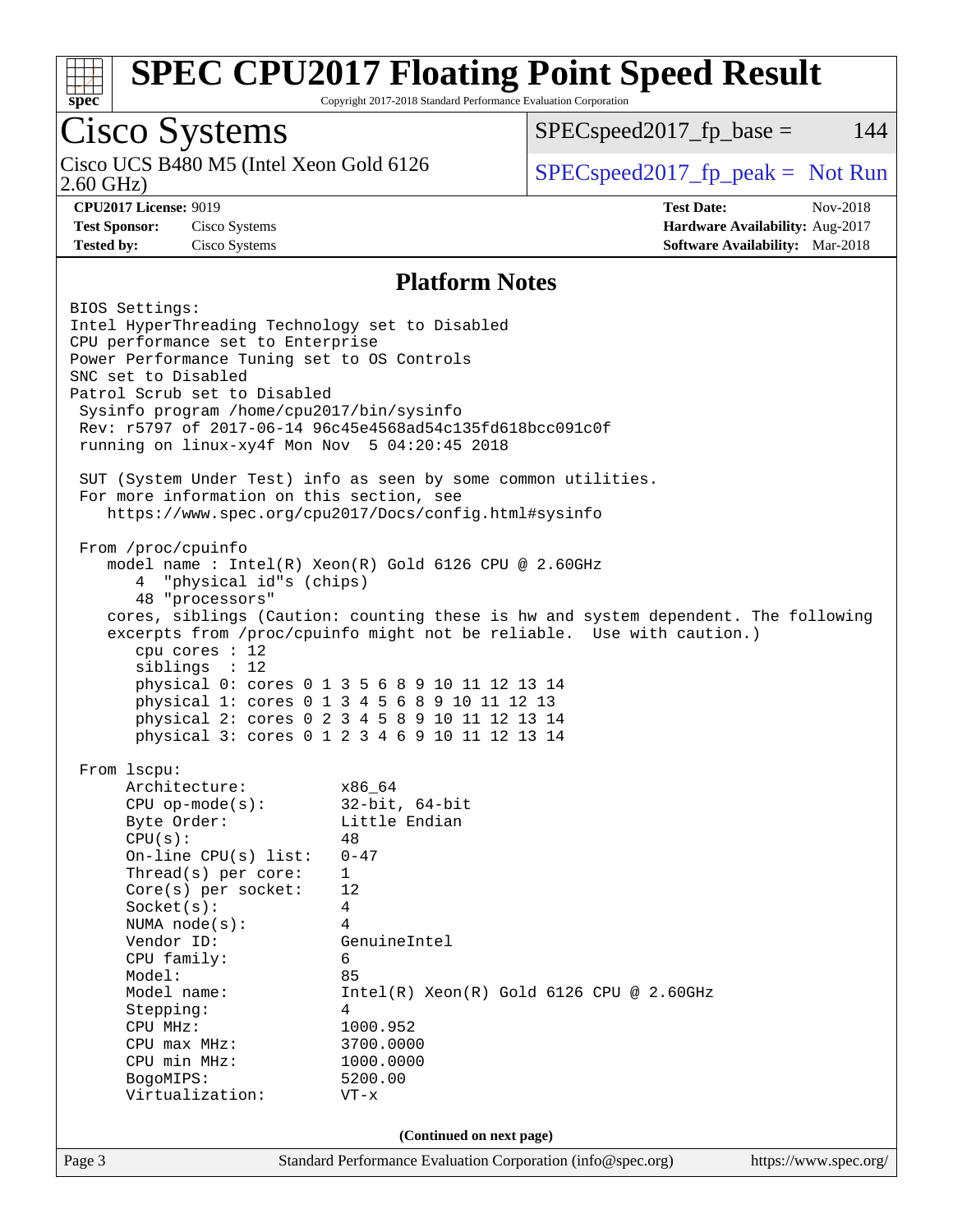## Platform Notes

```
BIOS Settings:
Intel HyperThreading Technology set to Disabled
CPU performance set to Enterprise
Power Performance Tuning set to OS Controls
SNC set to Disabled
Patrol Scrub set to Disabled
 Sysinfo program /home/cpu2017/bin/sysinfo
 Rev: r5797 of 2017-06-14 96c45e4568ad54c135fd618bcc091c0f
 running on linux-xy4f Mon Nov  5 04:20:45 2018

 SUT (System Under Test) info as seen by some common utilities.
 For more information on this section, see
    https://www.spec.org/cpu2017/Docs/config.html#sysinfo

 From /proc/cpuinfo
    model name : Intel(R) Xeon(R) Gold 6126 CPU @ 2.60GHz
       4  "physical id"s (chips)
       48 "processors"
    cores, siblings (Caution: counting these is hw and system dependent. The following
    excerpts from /proc/cpuinfo might not be reliable.  Use with caution.)
       cpu cores : 12
       siblings  : 12
       physical 0: cores 0 1 3 5 6 8 9 10 11 12 13 14
       physical 1: cores 0 1 3 4 5 6 8 9 10 11 12 13
       physical 2: cores 0 2 3 4 5 8 9 10 11 12 13 14
       physical 3: cores 0 1 2 3 4 6 9 10 11 12 13 14

 From lscpu:
      Architecture:          x86_64
      CPU op-mode(s):        32-bit, 64-bit
      Byte Order:            Little Endian
      CPU(s):                48
      On-line CPU(s) list:   0-47
      Thread(s) per core:    1
      Core(s) per socket:    12
      Socket(s):             4
      NUMA node(s):          4
      Vendor ID:             GenuineIntel
      CPU family:            6
      Model:                 85
      Model name:            Intel(R) Xeon(R) Gold 6126 CPU @ 2.60GHz
      Stepping:              4
      CPU MHz:               1000.952
      CPU max MHz:           3700.0000
      CPU min MHz:           1000.0000
      BogoMIPS:              5200.00
      Virtualization:        VT-x
```

(Continued on next page)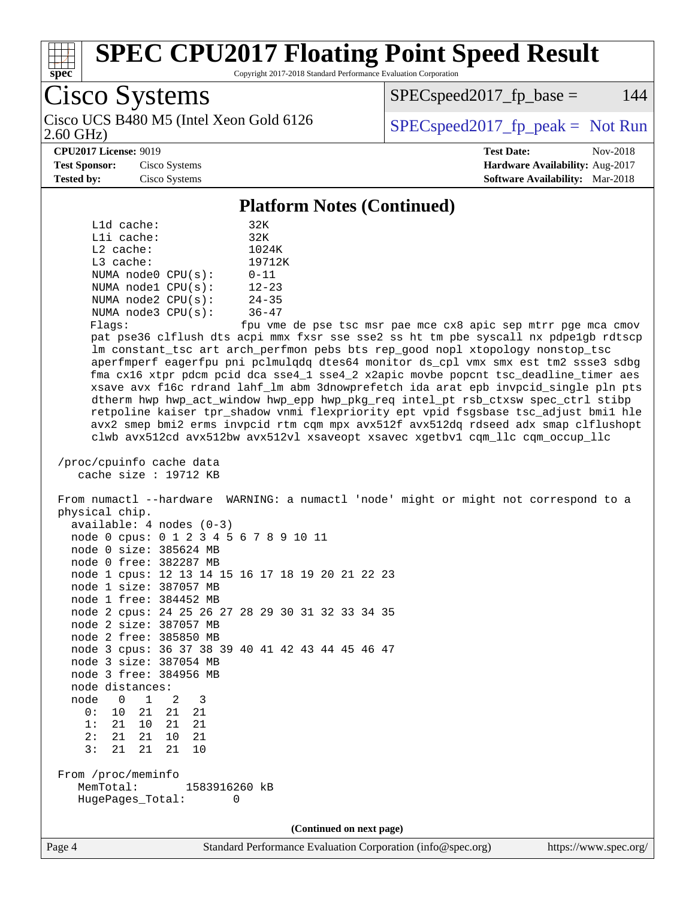# SPEC CPU2017 Floating Point Speed Result

Copyright 2017-2018 Standard Performance Evaluation Corporation

## Cisco Systems

Cisco UCS B480 M5 (Intel Xeon Gold 6126 2.60 GHz)

SPECspeed2017_fp_base = 144

SPECspeed2017_fp_peak = Not Run

**CPU2017 License:** 9019
**Test Sponsor:** Cisco Systems
**Tested by:** Cisco Systems

**Test Date:** Nov-2018
**Hardware Availability:** Aug-2017
**Software Availability:** Mar-2018

### Platform Notes (Continued)

```
     L1d cache:             32K
     L1i cache:             32K
     L2 cache:              1024K
     L3 cache:              19712K
     NUMA node0 CPU(s):     0-11
     NUMA node1 CPU(s):     12-23
     NUMA node2 CPU(s):     24-35
     NUMA node3 CPU(s):     36-47
     Flags:                 fpu vme de pse tsc msr pae mce cx8 apic sep mtrr pge mca cmov
     pat pse36 clflush dts acpi mmx fxsr sse sse2 ss ht tm pbe syscall nx pdpe1gb rdtscp
     lm constant_tsc art arch_perfmon pebs bts rep_good nopl xtopology nonstop_tsc
     aperfmperf eagerfpu pni pclmulqdq dtes64 monitor ds_cpl vmx smx est tm2 ssse3 sdbg
     fma cx16 xtpr pdcm pcid dca sse4_1 sse4_2 x2apic movbe popcnt tsc_deadline_timer aes
     xsave avx f16c rdrand lahf_lm abm 3dnowprefetch ida arat epb invpcid_single pln pts
     dtherm hwp hwp_act_window hwp_epp hwp_pkg_req intel_pt rsb_ctxsw spec_ctrl stibp
     retpoline kaiser tpr_shadow vnmi flexpriority ept vpid fsgsbase tsc_adjust bmi1 hle
     avx2 smep bmi2 erms invpcid rtm cqm mpx avx512f avx512dq rdseed adx smap clflushopt
     clwb avx512cd avx512bw avx512vl xsaveopt xsavec xgetbv1 cqm_llc cqm_occup_llc

 /proc/cpuinfo cache data
    cache size : 19712 KB

 From numactl --hardware  WARNING: a numactl 'node' might or might not correspond to a
 physical chip.
   available: 4 nodes (0-3)
   node 0 cpus: 0 1 2 3 4 5 6 7 8 9 10 11
   node 0 size: 385624 MB
   node 0 free: 382287 MB
   node 1 cpus: 12 13 14 15 16 17 18 19 20 21 22 23
   node 1 size: 387057 MB
   node 1 free: 384452 MB
   node 2 cpus: 24 25 26 27 28 29 30 31 32 33 34 35
   node 2 size: 387057 MB
   node 2 free: 385850 MB
   node 3 cpus: 36 37 38 39 40 41 42 43 44 45 46 47
   node 3 size: 387054 MB
   node 3 free: 384956 MB
   node distances:
   node   0   1   2   3
     0:  10  21  21  21
     1:  21  10  21  21
     2:  21  21  10  21
     3:  21  21  21  10

 From /proc/meminfo
    MemTotal:       1583916260 kB
    HugePages_Total:       0
```

(Continued on next page)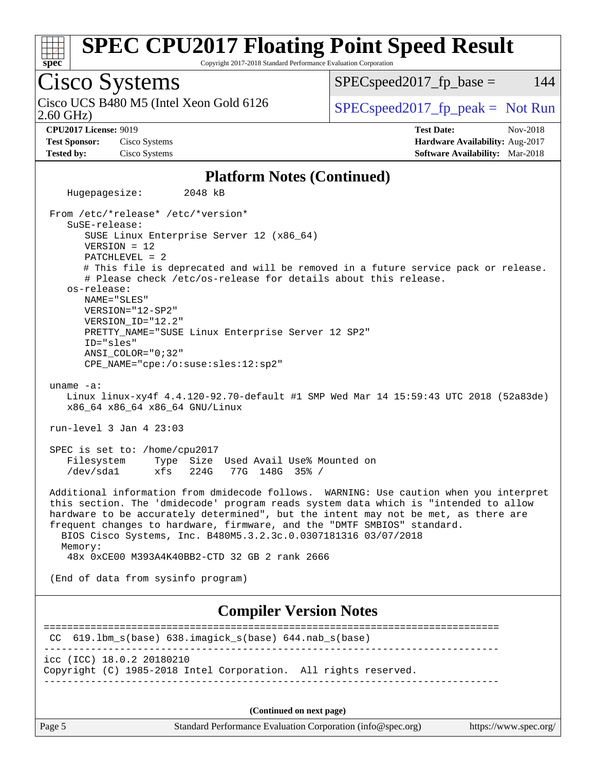# SPEC CPU2017 Floating Point Speed Result

Copyright 2017-2018 Standard Performance Evaluation Corporation

## Cisco Systems

Cisco UCS B480 M5 (Intel Xeon Gold 6126 2.60 GHz)

SPECspeed2017_fp_base = 144

SPECspeed2017_fp_peak = Not Run

**CPU2017 License:** 9019
**Test Sponsor:** Cisco Systems
**Tested by:** Cisco Systems

**Test Date:** Nov-2018
**Hardware Availability:** Aug-2017
**Software Availability:** Mar-2018

### Platform Notes (Continued)

```
   Hugepagesize:       2048 kB

 From /etc/*release* /etc/*version*
    SuSE-release:
       SUSE Linux Enterprise Server 12 (x86_64)
       VERSION = 12
       PATCHLEVEL = 2
       # This file is deprecated and will be removed in a future service pack or release.
       # Please check /etc/os-release for details about this release.
    os-release:
       NAME="SLES"
       VERSION="12-SP2"
       VERSION_ID="12.2"
       PRETTY_NAME="SUSE Linux Enterprise Server 12 SP2"
       ID="sles"
       ANSI_COLOR="0;32"
       CPE_NAME="cpe:/o:suse:sles:12:sp2"

 uname -a:
    Linux linux-xy4f 4.4.120-92.70-default #1 SMP Wed Mar 14 15:59:43 UTC 2018 (52a83de)
    x86_64 x86_64 x86_64 GNU/Linux

 run-level 3 Jan 4 23:03

 SPEC is set to: /home/cpu2017
    Filesystem     Type  Size  Used Avail Use% Mounted on
    /dev/sda1      xfs   224G   77G  148G  35% /

 Additional information from dmidecode follows.  WARNING: Use caution when you interpret
 this section. The 'dmidecode' program reads system data which is "intended to allow
 hardware to be accurately determined", but the intent may not be met, as there are
 frequent changes to hardware, firmware, and the "DMTF SMBIOS" standard.
   BIOS Cisco Systems, Inc. B480M5.3.2.3c.0.0307181316 03/07/2018
   Memory:
    48x 0xCE00 M393A4K40BB2-CTD 32 GB 2 rank 2666

 (End of data from sysinfo program)
```

### Compiler Version Notes

```
==============================================================================
 CC  619.lbm_s(base) 638.imagick_s(base) 644.nab_s(base)
------------------------------------------------------------------------------
icc (ICC) 18.0.2 20180210
Copyright (C) 1985-2018 Intel Corporation.  All rights reserved.
------------------------------------------------------------------------------
```

**(Continued on next page)**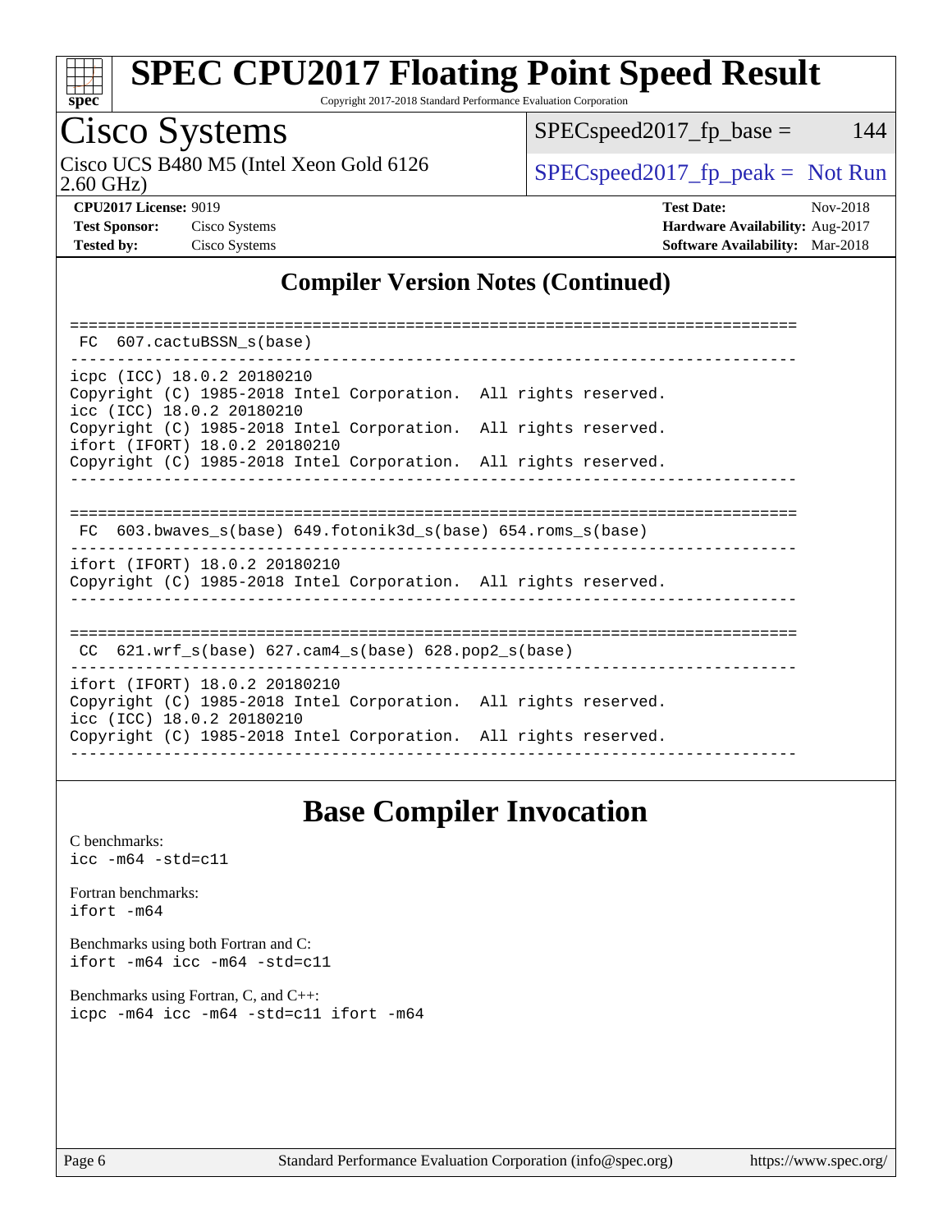# SPEC CPU2017 Floating Point Speed Result

Copyright 2017-2018 Standard Performance Evaluation Corporation

## Cisco Systems

Cisco UCS B480 M5 (Intel Xeon Gold 6126 2.60 GHz)

SPECspeed2017_fp_base = 144

SPECspeed2017_fp_peak = Not Run

**CPU2017 License:** 9019
**Test Sponsor:** Cisco Systems
**Tested by:** Cisco Systems

**Test Date:** Nov-2018
**Hardware Availability:** Aug-2017
**Software Availability:** Mar-2018

## Compiler Version Notes (Continued)

```
==============================================================================
 FC  607.cactuBSSN_s(base)
------------------------------------------------------------------------------
icpc (ICC) 18.0.2 20180210
Copyright (C) 1985-2018 Intel Corporation.  All rights reserved.
icc (ICC) 18.0.2 20180210
Copyright (C) 1985-2018 Intel Corporation.  All rights reserved.
ifort (IFORT) 18.0.2 20180210
Copyright (C) 1985-2018 Intel Corporation.  All rights reserved.
------------------------------------------------------------------------------

==============================================================================
 FC  603.bwaves_s(base) 649.fotonik3d_s(base) 654.roms_s(base)
------------------------------------------------------------------------------
ifort (IFORT) 18.0.2 20180210
Copyright (C) 1985-2018 Intel Corporation.  All rights reserved.
------------------------------------------------------------------------------

==============================================================================
 CC  621.wrf_s(base) 627.cam4_s(base) 628.pop2_s(base)
------------------------------------------------------------------------------
ifort (IFORT) 18.0.2 20180210
Copyright (C) 1985-2018 Intel Corporation.  All rights reserved.
icc (ICC) 18.0.2 20180210
Copyright (C) 1985-2018 Intel Corporation.  All rights reserved.
------------------------------------------------------------------------------
```

## Base Compiler Invocation

C benchmarks:
`icc -m64 -std=c11`

Fortran benchmarks:
`ifort -m64`

Benchmarks using both Fortran and C:
`ifort -m64 icc -m64 -std=c11`

Benchmarks using Fortran, C, and C++:
`icpc -m64 icc -m64 -std=c11 ifort -m64`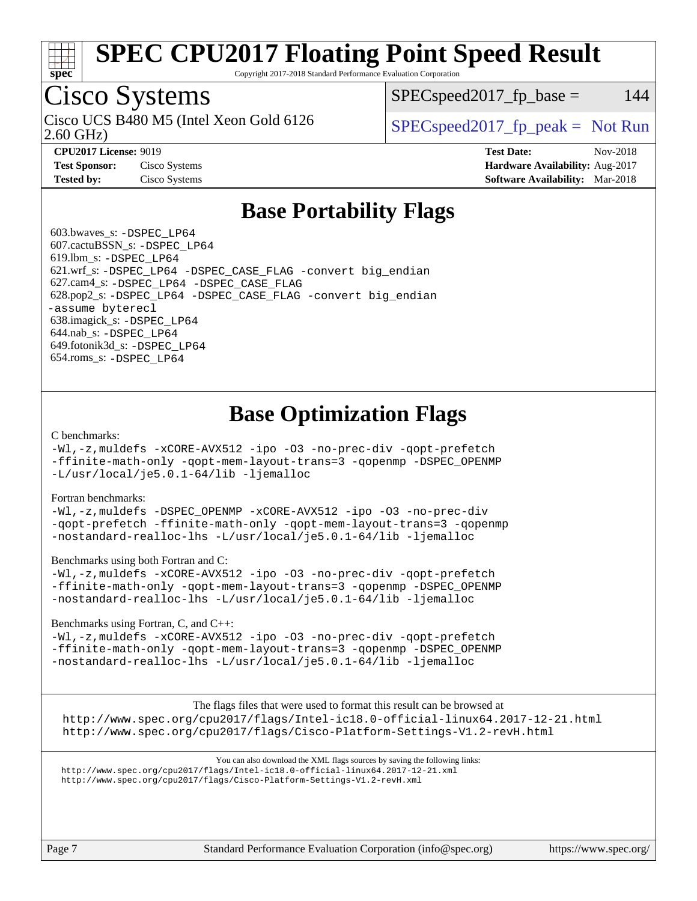# Base Portability Flags

603.bwaves_s: -DSPEC_LP64
607.cactuBSSN_s: -DSPEC_LP64
619.lbm_s: -DSPEC_LP64
621.wrf_s: -DSPEC_LP64 -DSPEC_CASE_FLAG -convert big_endian
627.cam4_s: -DSPEC_LP64 -DSPEC_CASE_FLAG
628.pop2_s: -DSPEC_LP64 -DSPEC_CASE_FLAG -convert big_endian -assume byterecl
638.imagick_s: -DSPEC_LP64
644.nab_s: -DSPEC_LP64
649.fotonik3d_s: -DSPEC_LP64
654.roms_s: -DSPEC_LP64

# Base Optimization Flags

C benchmarks:

-Wl,-z,muldefs -xCORE-AVX512 -ipo -O3 -no-prec-div -qopt-prefetch -ffinite-math-only -qopt-mem-layout-trans=3 -qopenmp -DSPEC_OPENMP -L/usr/local/je5.0.1-64/lib -ljemalloc

Fortran benchmarks:

-Wl,-z,muldefs -DSPEC_OPENMP -xCORE-AVX512 -ipo -O3 -no-prec-div -qopt-prefetch -ffinite-math-only -qopt-mem-layout-trans=3 -qopenmp -nostandard-realloc-lhs -L/usr/local/je5.0.1-64/lib -ljemalloc

Benchmarks using both Fortran and C:

-Wl,-z,muldefs -xCORE-AVX512 -ipo -O3 -no-prec-div -qopt-prefetch -ffinite-math-only -qopt-mem-layout-trans=3 -qopenmp -DSPEC_OPENMP -nostandard-realloc-lhs -L/usr/local/je5.0.1-64/lib -ljemalloc

Benchmarks using Fortran, C, and C++:

-Wl,-z,muldefs -xCORE-AVX512 -ipo -O3 -no-prec-div -qopt-prefetch -ffinite-math-only -qopt-mem-layout-trans=3 -qopenmp -DSPEC_OPENMP -nostandard-realloc-lhs -L/usr/local/je5.0.1-64/lib -ljemalloc

The flags files that were used to format this result can be browsed at
http://www.spec.org/cpu2017/flags/Intel-ic18.0-official-linux64.2017-12-21.html
http://www.spec.org/cpu2017/flags/Cisco-Platform-Settings-V1.2-revH.html

You can also download the XML flags sources by saving the following links:
http://www.spec.org/cpu2017/flags/Intel-ic18.0-official-linux64.2017-12-21.xml
http://www.spec.org/cpu2017/flags/Cisco-Platform-Settings-V1.2-revH.xml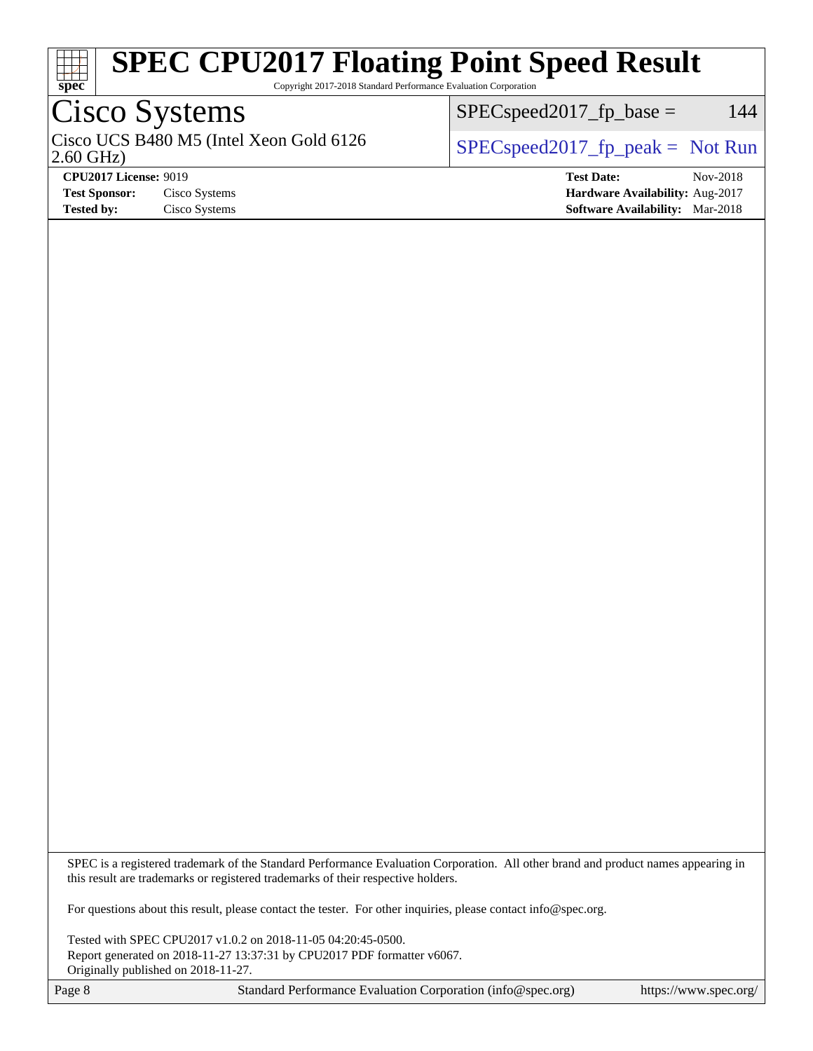SPEC is a registered trademark of the Standard Performance Evaluation Corporation. All other brand and product names appearing in this result are trademarks or registered trademarks of their respective holders.

For questions about this result, please contact the tester. For other inquiries, please contact info@spec.org.

Tested with SPEC CPU2017 v1.0.2 on 2018-11-05 04:20:45-0500.
Report generated on 2018-11-27 13:37:31 by CPU2017 PDF formatter v6067.
Originally published on 2018-11-27.